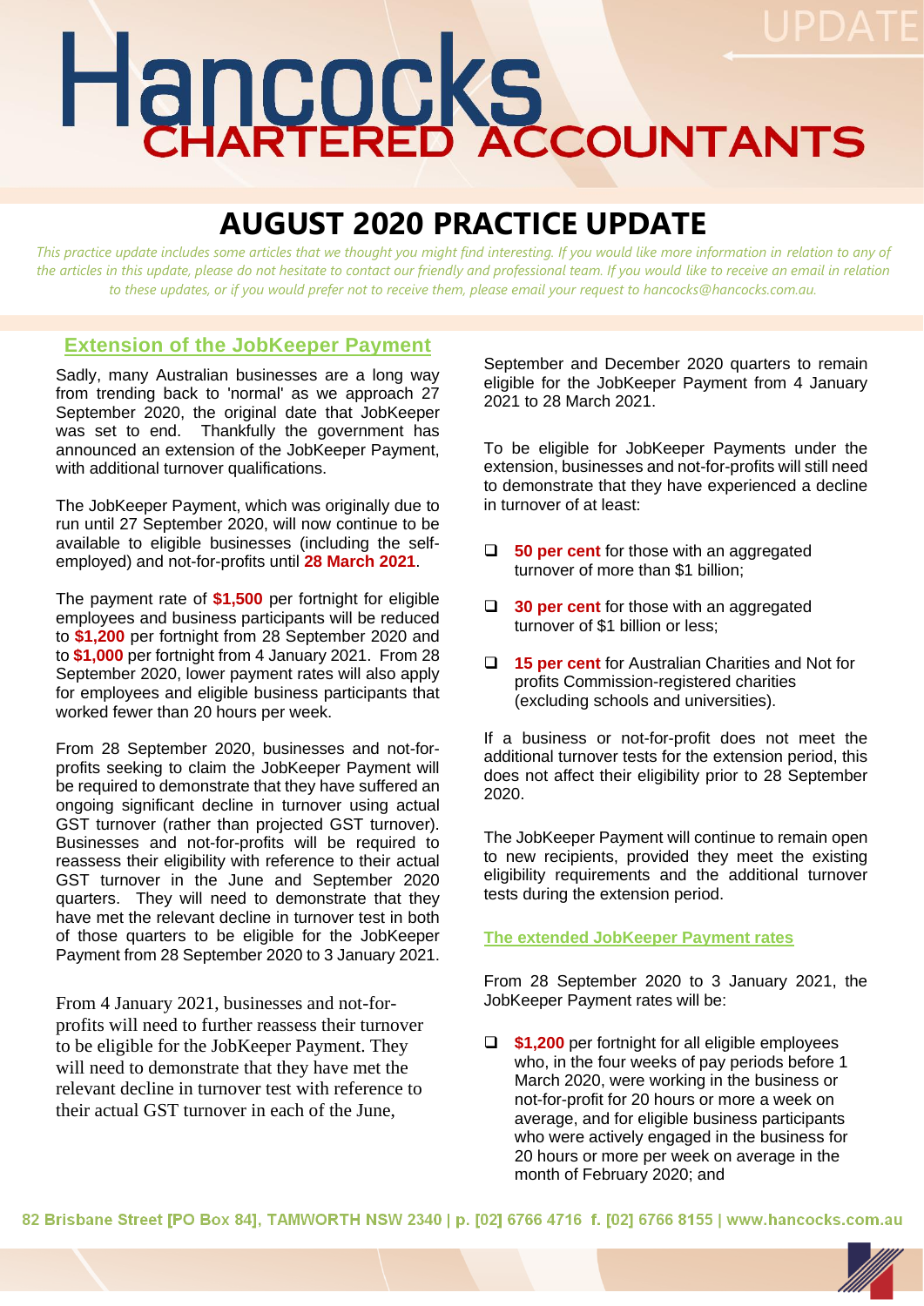# Hancocks CHARTERED ACCOUNTANTS

UPDATE

# AUGUST 2020 PRACTICE UPDATE

*This practice update includes some articles that we thought you might find interesting. If you would like more information in relation to any of the articles in this update, please do not hesitate to contact our friendly and professional team. If you would like to receive an email in relation to these updates, or if you would prefer not to receive them, please email your request to hancocks@hancocks.com.au.*

## Extension of the JobKeeper Payment

Sadly, many Australian businesses are a long way from trending back to 'normal' as we approach 27 September 2020, the original date that JobKeeper was set to end. Thankfully the government has announced an extension of the JobKeeper Payment, with additional turnover qualifications.

The JobKeeper Payment, which was originally due to run until 27 September 2020, will now continue to be available to eligible businesses (including the self-employed) and not-for-profits until **28 March 2021**.

The payment rate of **$1,500** per fortnight for eligible employees and business participants will be reduced to **$1,200** per fortnight from 28 September 2020 and to **$1,000** per fortnight from 4 January 2021. From 28 September 2020, lower payment rates will also apply for employees and eligible business participants that worked fewer than 20 hours per week.

From 28 September 2020, businesses and not-for-profits seeking to claim the JobKeeper Payment will be required to demonstrate that they have suffered an ongoing significant decline in turnover using actual GST turnover (rather than projected GST turnover). Businesses and not-for-profits will be required to reassess their eligibility with reference to their actual GST turnover in the June and September 2020 quarters. They will need to demonstrate that they have met the relevant decline in turnover test in both of those quarters to be eligible for the JobKeeper Payment from 28 September 2020 to 3 January 2021.

From 4 January 2021, businesses and not-for-profits will need to further reassess their turnover to be eligible for the JobKeeper Payment. They will need to demonstrate that they have met the relevant decline in turnover test with reference to their actual GST turnover in each of the June, September and December 2020 quarters to remain eligible for the JobKeeper Payment from 4 January 2021 to 28 March 2021.

To be eligible for JobKeeper Payments under the extension, businesses and not-for-profits will still need to demonstrate that they have experienced a decline in turnover of at least:

- **50 per cent** for those with an aggregated turnover of more than $1 billion;
- **30 per cent** for those with an aggregated turnover of $1 billion or less;
- **15 per cent** for Australian Charities and Not for profits Commission-registered charities (excluding schools and universities).

If a business or not-for-profit does not meet the additional turnover tests for the extension period, this does not affect their eligibility prior to 28 September 2020.

The JobKeeper Payment will continue to remain open to new recipients, provided they meet the existing eligibility requirements and the additional turnover tests during the extension period.

### The extended JobKeeper Payment rates

From 28 September 2020 to 3 January 2021, the JobKeeper Payment rates will be:

- **$1,200** per fortnight for all eligible employees who, in the four weeks of pay periods before 1 March 2020, were working in the business or not-for-profit for 20 hours or more a week on average, and for eligible business participants who were actively engaged in the business for 20 hours or more per week on average in the month of February 2020; and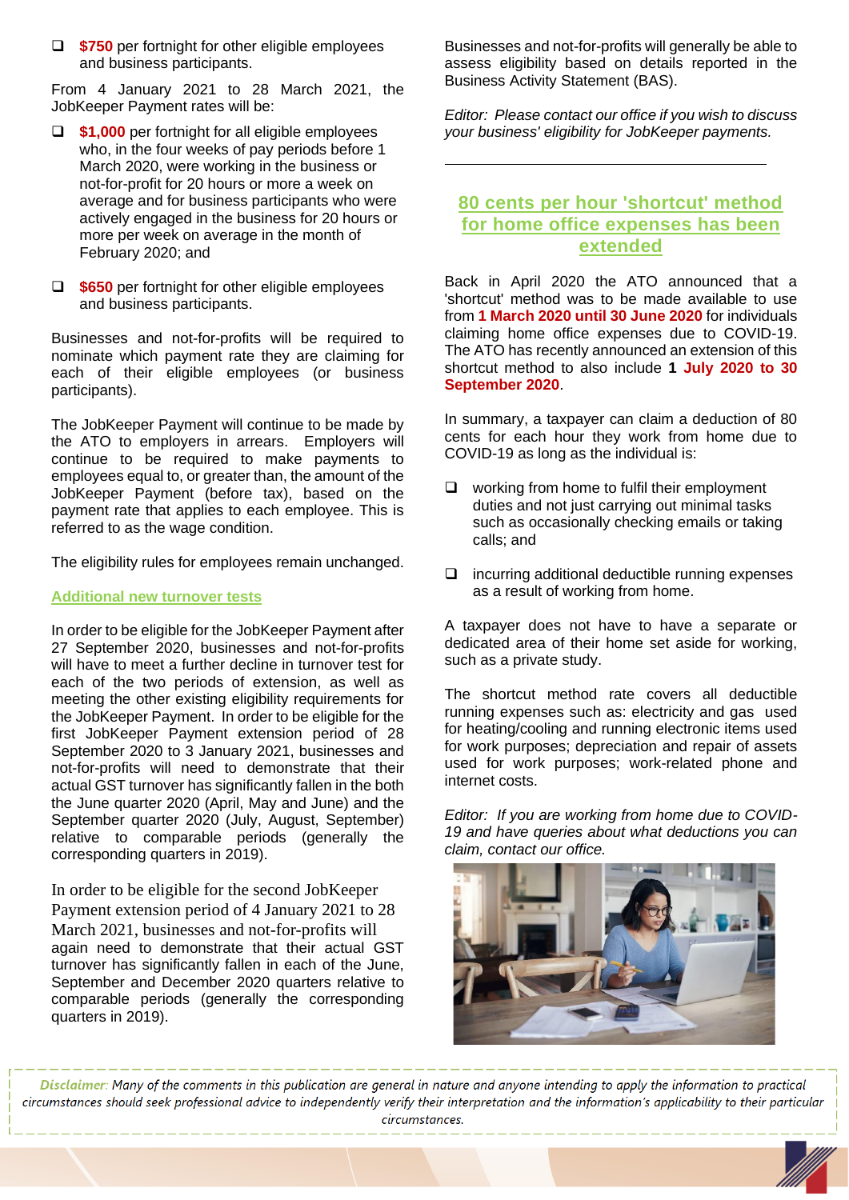- **$750** per fortnight for other eligible employees and business participants.

From 4 January 2021 to 28 March 2021, the JobKeeper Payment rates will be:

- **$1,000** per fortnight for all eligible employees who, in the four weeks of pay periods before 1 March 2020, were working in the business or not-for-profit for 20 hours or more a week on average and for business participants who were actively engaged in the business for 20 hours or more per week on average in the month of February 2020; and

- **$650** per fortnight for other eligible employees and business participants.

Businesses and not-for-profits will be required to nominate which payment rate they are claiming for each of their eligible employees (or business participants).

The JobKeeper Payment will continue to be made by the ATO to employers in arrears. Employers will continue to be required to make payments to employees equal to, or greater than, the amount of the JobKeeper Payment (before tax), based on the payment rate that applies to each employee. This is referred to as the wage condition.

The eligibility rules for employees remain unchanged.

### Additional new turnover tests

In order to be eligible for the JobKeeper Payment after 27 September 2020, businesses and not-for-profits will have to meet a further decline in turnover test for each of the two periods of extension, as well as meeting the other existing eligibility requirements for the JobKeeper Payment. In order to be eligible for the first JobKeeper Payment extension period of 28 September 2020 to 3 January 2021, businesses and not-for-profits will need to demonstrate that their actual GST turnover has significantly fallen in the both the June quarter 2020 (April, May and June) and the September quarter 2020 (July, August, September) relative to comparable periods (generally the corresponding quarters in 2019).

In order to be eligible for the second JobKeeper Payment extension period of 4 January 2021 to 28 March 2021, businesses and not-for-profits will again need to demonstrate that their actual GST turnover has significantly fallen in each of the June, September and December 2020 quarters relative to comparable periods (generally the corresponding quarters in 2019).

Businesses and not-for-profits will generally be able to assess eligibility based on details reported in the Business Activity Statement (BAS).

*Editor: Please contact our office if you wish to discuss your business' eligibility for JobKeeper payments.*

---

## 80 cents per hour 'shortcut' method for home office expenses has been extended

Back in April 2020 the ATO announced that a 'shortcut' method was to be made available to use from **1 March 2020 until 30 June 2020** for individuals claiming home office expenses due to COVID-19. The ATO has recently announced an extension of this shortcut method to also include **1 July 2020 to 30 September 2020**.

In summary, a taxpayer can claim a deduction of 80 cents for each hour they work from home due to COVID-19 as long as the individual is:

- working from home to fulfil their employment duties and not just carrying out minimal tasks such as occasionally checking emails or taking calls; and

- incurring additional deductible running expenses as a result of working from home.

A taxpayer does not have to have a separate or dedicated area of their home set aside for working, such as a private study.

The shortcut method rate covers all deductible running expenses such as: electricity and gas used for heating/cooling and running electronic items used for work purposes; depreciation and repair of assets used for work purposes; work-related phone and internet costs.

*Editor: If you are working from home due to COVID-19 and have queries about what deductions you can claim, contact our office.*

*Disclaimer: Many of the comments in this publication are general in nature and anyone intending to apply the information to practical circumstances should seek professional advice to independently verify their interpretation and the information's applicability to their particular circumstances.*